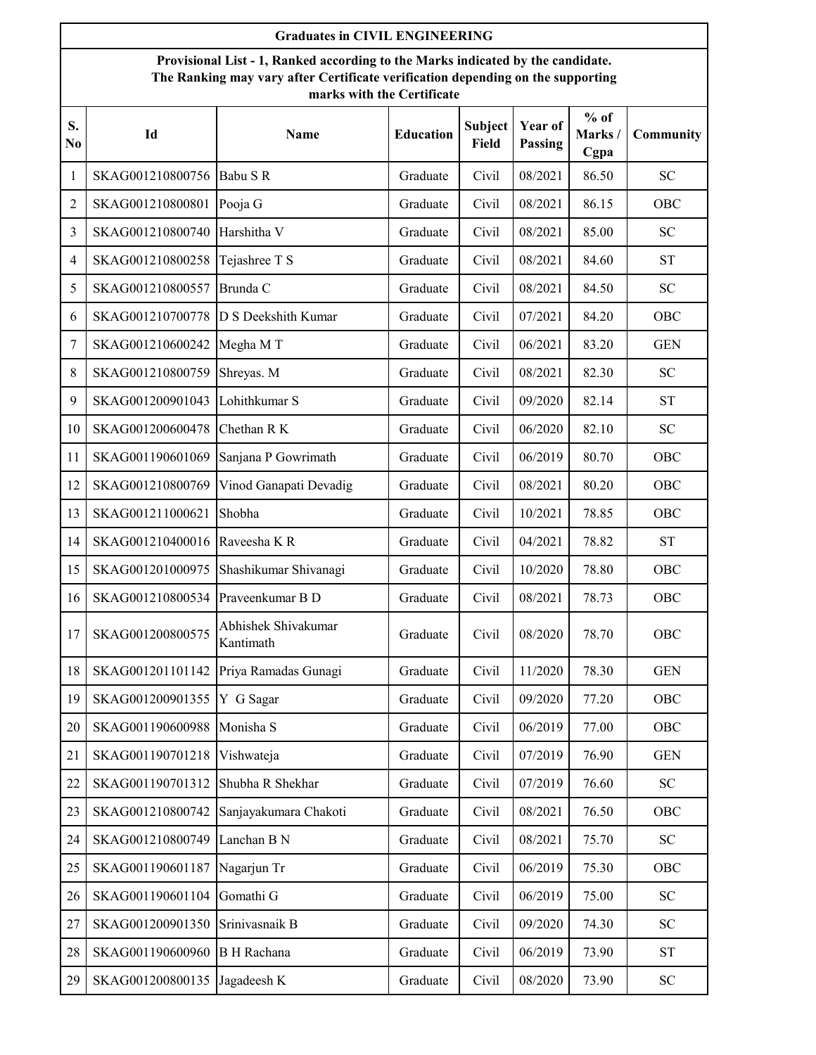## Graduates in CIVIL ENGINEERING

**Provisional List - 1, Ranked according to the Marks indicated by the candidate. The Ranking may vary after Certificate verification depending on the supporting marks with the Certificate**

| S. No | Id | Name | Education | Subject Field | Year of Passing | % of Marks / Cgpa | Community |
|---|---|---|---|---|---|---|---|
| 1 | SKAG001210800756 | Babu S R | Graduate | Civil | 08/2021 | 86.50 | SC |
| 2 | SKAG001210800801 | Pooja G | Graduate | Civil | 08/2021 | 86.15 | OBC |
| 3 | SKAG001210800740 | Harshitha V | Graduate | Civil | 08/2021 | 85.00 | SC |
| 4 | SKAG001210800258 | Tejashree T S | Graduate | Civil | 08/2021 | 84.60 | ST |
| 5 | SKAG001210800557 | Brunda C | Graduate | Civil | 08/2021 | 84.50 | SC |
| 6 | SKAG001210700778 | D S Deekshith Kumar | Graduate | Civil | 07/2021 | 84.20 | OBC |
| 7 | SKAG001210600242 | Megha M T | Graduate | Civil | 06/2021 | 83.20 | GEN |
| 8 | SKAG001210800759 | Shreyas. M | Graduate | Civil | 08/2021 | 82.30 | SC |
| 9 | SKAG001200901043 | Lohithkumar S | Graduate | Civil | 09/2020 | 82.14 | ST |
| 10 | SKAG001200600478 | Chethan R K | Graduate | Civil | 06/2020 | 82.10 | SC |
| 11 | SKAG001190601069 | Sanjana P Gowrimath | Graduate | Civil | 06/2019 | 80.70 | OBC |
| 12 | SKAG001210800769 | Vinod Ganapati Devadig | Graduate | Civil | 08/2021 | 80.20 | OBC |
| 13 | SKAG001211000621 | Shobha | Graduate | Civil | 10/2021 | 78.85 | OBC |
| 14 | SKAG001210400016 | Raveesha K R | Graduate | Civil | 04/2021 | 78.82 | ST |
| 15 | SKAG001201000975 | Shashikumar Shivanagi | Graduate | Civil | 10/2020 | 78.80 | OBC |
| 16 | SKAG001210800534 | Praveenkumar B D | Graduate | Civil | 08/2021 | 78.73 | OBC |
| 17 | SKAG001200800575 | Abhishek Shivakumar Kantimath | Graduate | Civil | 08/2020 | 78.70 | OBC |
| 18 | SKAG001201101142 | Priya Ramadas Gunagi | Graduate | Civil | 11/2020 | 78.30 | GEN |
| 19 | SKAG001200901355 | Y G Sagar | Graduate | Civil | 09/2020 | 77.20 | OBC |
| 20 | SKAG001190600988 | Monisha S | Graduate | Civil | 06/2019 | 77.00 | OBC |
| 21 | SKAG001190701218 | Vishwateja | Graduate | Civil | 07/2019 | 76.90 | GEN |
| 22 | SKAG001190701312 | Shubha R Shekhar | Graduate | Civil | 07/2019 | 76.60 | SC |
| 23 | SKAG001210800742 | Sanjayakumara Chakoti | Graduate | Civil | 08/2021 | 76.50 | OBC |
| 24 | SKAG001210800749 | Lanchan B N | Graduate | Civil | 08/2021 | 75.70 | SC |
| 25 | SKAG001190601187 | Nagarjun Tr | Graduate | Civil | 06/2019 | 75.30 | OBC |
| 26 | SKAG001190601104 | Gomathi G | Graduate | Civil | 06/2019 | 75.00 | SC |
| 27 | SKAG001200901350 | Srinivasnaik B | Graduate | Civil | 09/2020 | 74.30 | SC |
| 28 | SKAG001190600960 | B H Rachana | Graduate | Civil | 06/2019 | 73.90 | ST |
| 29 | SKAG001200800135 | Jagadeesh K | Graduate | Civil | 08/2020 | 73.90 | SC |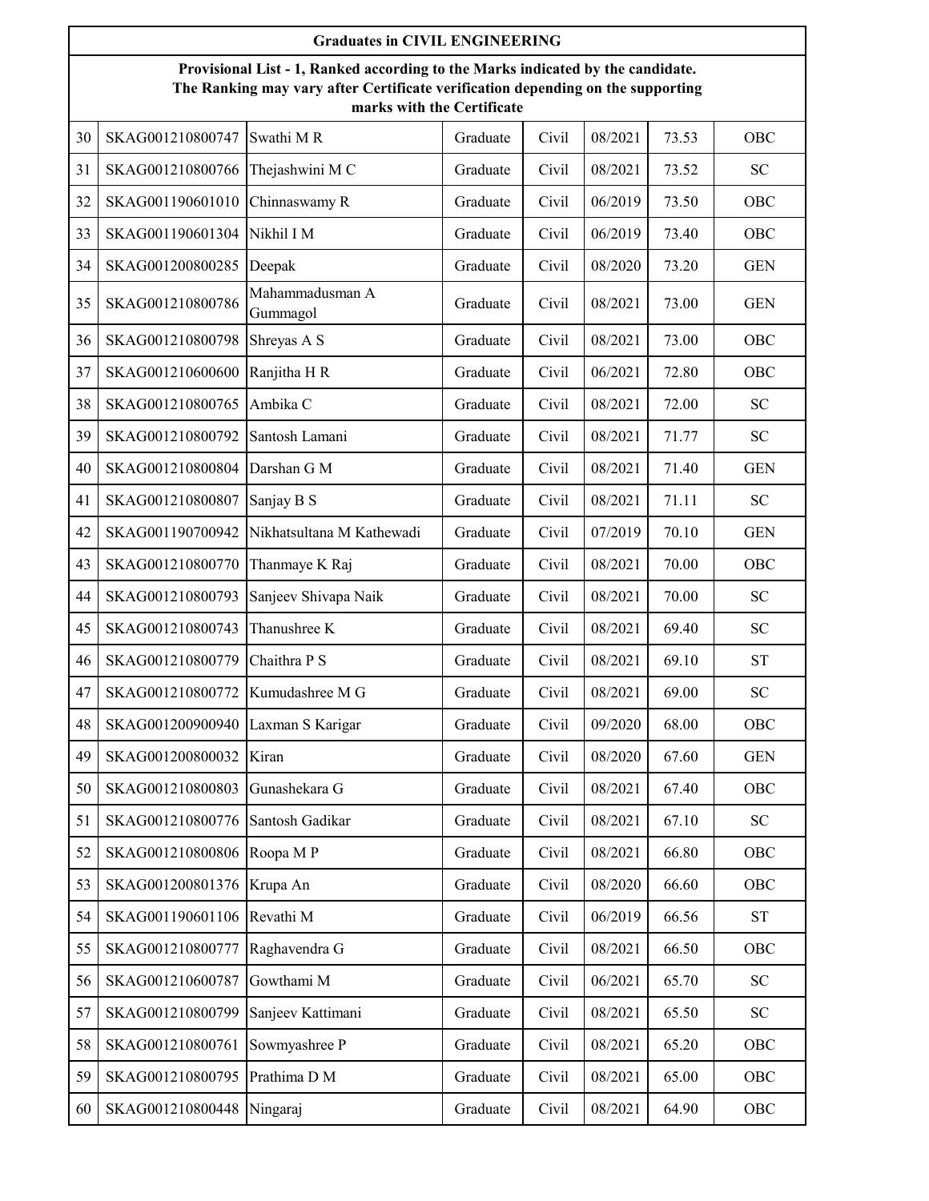## Graduates in CIVIL ENGINEERING

**Provisional List - 1, Ranked according to the Marks indicated by the candidate. The Ranking may vary after Certificate verification depending on the supporting marks with the Certificate**

| | | | | | | | |
|---|---|---|---|---|---|---|---|
| 30 | SKAG001210800747 | Swathi M R | Graduate | Civil | 08/2021 | 73.53 | OBC |
| 31 | SKAG001210800766 | Thejashwini M C | Graduate | Civil | 08/2021 | 73.52 | SC |
| 32 | SKAG001190601010 | Chinnaswamy R | Graduate | Civil | 06/2019 | 73.50 | OBC |
| 33 | SKAG001190601304 | Nikhil I M | Graduate | Civil | 06/2019 | 73.40 | OBC |
| 34 | SKAG001200800285 | Deepak | Graduate | Civil | 08/2020 | 73.20 | GEN |
| 35 | SKAG001210800786 | Mahammadusman A Gummagol | Graduate | Civil | 08/2021 | 73.00 | GEN |
| 36 | SKAG001210800798 | Shreyas A S | Graduate | Civil | 08/2021 | 73.00 | OBC |
| 37 | SKAG001210600600 | Ranjitha H R | Graduate | Civil | 06/2021 | 72.80 | OBC |
| 38 | SKAG001210800765 | Ambika C | Graduate | Civil | 08/2021 | 72.00 | SC |
| 39 | SKAG001210800792 | Santosh Lamani | Graduate | Civil | 08/2021 | 71.77 | SC |
| 40 | SKAG001210800804 | Darshan G M | Graduate | Civil | 08/2021 | 71.40 | GEN |
| 41 | SKAG001210800807 | Sanjay B S | Graduate | Civil | 08/2021 | 71.11 | SC |
| 42 | SKAG001190700942 | Nikhatsultana M Kathewadi | Graduate | Civil | 07/2019 | 70.10 | GEN |
| 43 | SKAG001210800770 | Thanmaye K Raj | Graduate | Civil | 08/2021 | 70.00 | OBC |
| 44 | SKAG001210800793 | Sanjeev Shivapa Naik | Graduate | Civil | 08/2021 | 70.00 | SC |
| 45 | SKAG001210800743 | Thanushree K | Graduate | Civil | 08/2021 | 69.40 | SC |
| 46 | SKAG001210800779 | Chaithra P S | Graduate | Civil | 08/2021 | 69.10 | ST |
| 47 | SKAG001210800772 | Kumudashree M G | Graduate | Civil | 08/2021 | 69.00 | SC |
| 48 | SKAG001200900940 | Laxman S Karigar | Graduate | Civil | 09/2020 | 68.00 | OBC |
| 49 | SKAG001200800032 | Kiran | Graduate | Civil | 08/2020 | 67.60 | GEN |
| 50 | SKAG001210800803 | Gunashekara G | Graduate | Civil | 08/2021 | 67.40 | OBC |
| 51 | SKAG001210800776 | Santosh Gadikar | Graduate | Civil | 08/2021 | 67.10 | SC |
| 52 | SKAG001210800806 | Roopa M P | Graduate | Civil | 08/2021 | 66.80 | OBC |
| 53 | SKAG001200801376 | Krupa An | Graduate | Civil | 08/2020 | 66.60 | OBC |
| 54 | SKAG001190601106 | Revathi M | Graduate | Civil | 06/2019 | 66.56 | ST |
| 55 | SKAG001210800777 | Raghavendra G | Graduate | Civil | 08/2021 | 66.50 | OBC |
| 56 | SKAG001210600787 | Gowthami M | Graduate | Civil | 06/2021 | 65.70 | SC |
| 57 | SKAG001210800799 | Sanjeev Kattimani | Graduate | Civil | 08/2021 | 65.50 | SC |
| 58 | SKAG001210800761 | Sowmyashree P | Graduate | Civil | 08/2021 | 65.20 | OBC |
| 59 | SKAG001210800795 | Prathima D M | Graduate | Civil | 08/2021 | 65.00 | OBC |
| 60 | SKAG001210800448 | Ningaraj | Graduate | Civil | 08/2021 | 64.90 | OBC |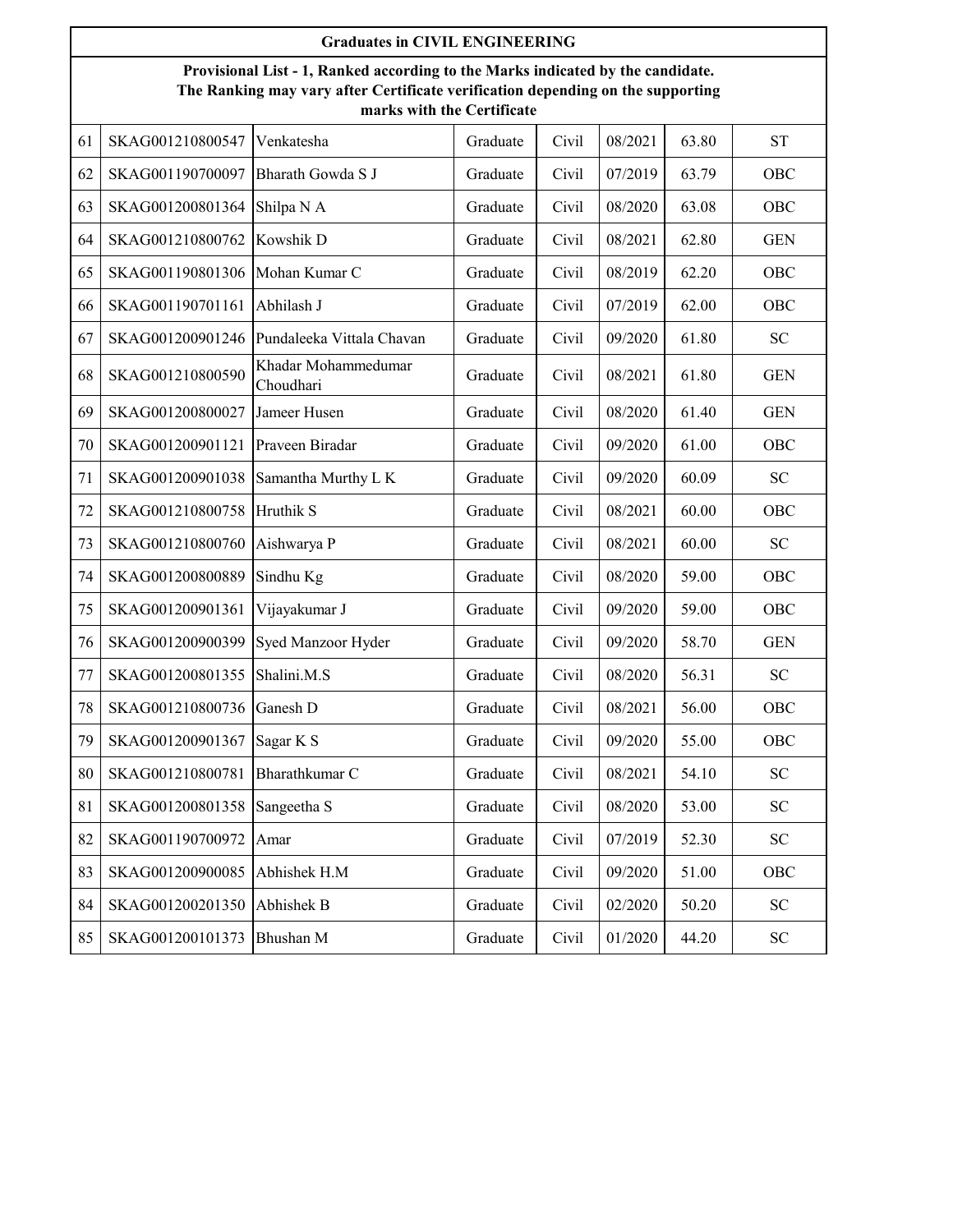| Graduates in CIVIL ENGINEERING | | | | | | | |
|---|---|---|---|---|---|---|---|
| **Provisional List - 1, Ranked according to the Marks indicated by the candidate. The Ranking may vary after Certificate verification depending on the supporting marks with the Certificate** | | | | | | | |
| 61 | SKAG001210800547 | Venkatesha | Graduate | Civil | 08/2021 | 63.80 | ST |
| 62 | SKAG001190700097 | Bharath Gowda S J | Graduate | Civil | 07/2019 | 63.79 | OBC |
| 63 | SKAG001200801364 | Shilpa N A | Graduate | Civil | 08/2020 | 63.08 | OBC |
| 64 | SKAG001210800762 | Kowshik D | Graduate | Civil | 08/2021 | 62.80 | GEN |
| 65 | SKAG001190801306 | Mohan Kumar C | Graduate | Civil | 08/2019 | 62.20 | OBC |
| 66 | SKAG001190701161 | Abhilash J | Graduate | Civil | 07/2019 | 62.00 | OBC |
| 67 | SKAG001200901246 | Pundaleeka Vittala Chavan | Graduate | Civil | 09/2020 | 61.80 | SC |
| 68 | SKAG001210800590 | Khadar Mohammedumar Choudhari | Graduate | Civil | 08/2021 | 61.80 | GEN |
| 69 | SKAG001200800027 | Jameer Husen | Graduate | Civil | 08/2020 | 61.40 | GEN |
| 70 | SKAG001200901121 | Praveen Biradar | Graduate | Civil | 09/2020 | 61.00 | OBC |
| 71 | SKAG001200901038 | Samantha Murthy L K | Graduate | Civil | 09/2020 | 60.09 | SC |
| 72 | SKAG001210800758 | Hruthik S | Graduate | Civil | 08/2021 | 60.00 | OBC |
| 73 | SKAG001210800760 | Aishwarya P | Graduate | Civil | 08/2021 | 60.00 | SC |
| 74 | SKAG001200800889 | Sindhu Kg | Graduate | Civil | 08/2020 | 59.00 | OBC |
| 75 | SKAG001200901361 | Vijayakumar J | Graduate | Civil | 09/2020 | 59.00 | OBC |
| 76 | SKAG001200900399 | Syed Manzoor Hyder | Graduate | Civil | 09/2020 | 58.70 | GEN |
| 77 | SKAG001200801355 | Shalini.M.S | Graduate | Civil | 08/2020 | 56.31 | SC |
| 78 | SKAG001210800736 | Ganesh D | Graduate | Civil | 08/2021 | 56.00 | OBC |
| 79 | SKAG001200901367 | Sagar K S | Graduate | Civil | 09/2020 | 55.00 | OBC |
| 80 | SKAG001210800781 | Bharathkumar C | Graduate | Civil | 08/2021 | 54.10 | SC |
| 81 | SKAG001200801358 | Sangeetha S | Graduate | Civil | 08/2020 | 53.00 | SC |
| 82 | SKAG001190700972 | Amar | Graduate | Civil | 07/2019 | 52.30 | SC |
| 83 | SKAG001200900085 | Abhishek H.M | Graduate | Civil | 09/2020 | 51.00 | OBC |
| 84 | SKAG001200201350 | Abhishek B | Graduate | Civil | 02/2020 | 50.20 | SC |
| 85 | SKAG001200101373 | Bhushan M | Graduate | Civil | 01/2020 | 44.20 | SC |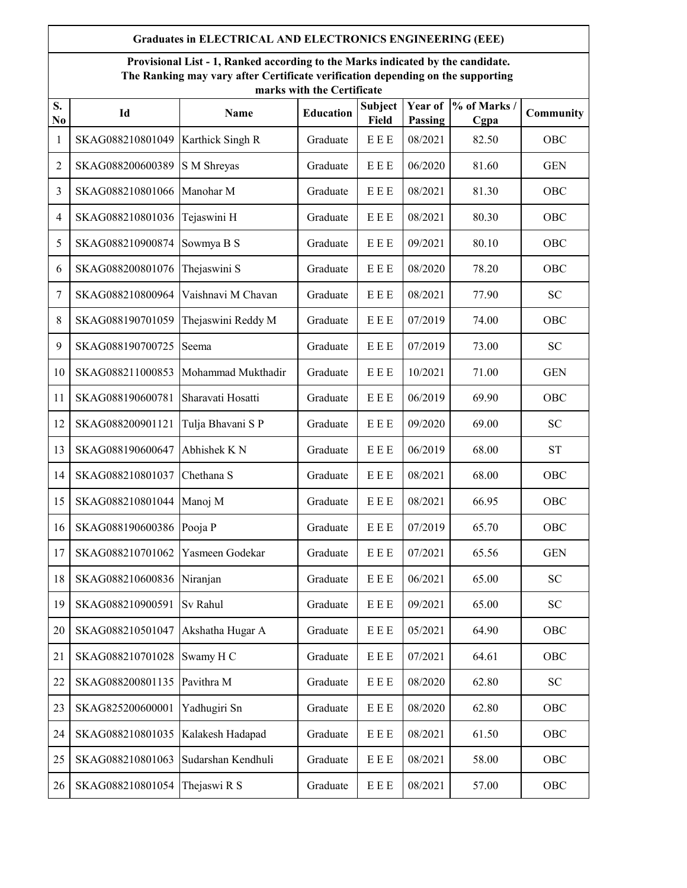**Graduates in ELECTRICAL AND ELECTRONICS ENGINEERING (EEE)**

**Provisional List - 1, Ranked according to the Marks indicated by the candidate. The Ranking may vary after Certificate verification depending on the supporting marks with the Certificate**

| S. No | Id | Name | Education | Subject Field | Year of Passing | % of Marks / Cgpa | Community |
|---|---|---|---|---|---|---|---|
| 1 | SKAG088210801049 | Karthick Singh R | Graduate | E E E | 08/2021 | 82.50 | OBC |
| 2 | SKAG088200600389 | S M Shreyas | Graduate | E E E | 06/2020 | 81.60 | GEN |
| 3 | SKAG088210801066 | Manohar M | Graduate | E E E | 08/2021 | 81.30 | OBC |
| 4 | SKAG088210801036 | Tejaswini H | Graduate | E E E | 08/2021 | 80.30 | OBC |
| 5 | SKAG088210900874 | Sowmya B S | Graduate | E E E | 09/2021 | 80.10 | OBC |
| 6 | SKAG088200801076 | Thejaswini S | Graduate | E E E | 08/2020 | 78.20 | OBC |
| 7 | SKAG088210800964 | Vaishnavi M Chavan | Graduate | E E E | 08/2021 | 77.90 | SC |
| 8 | SKAG088190701059 | Thejaswini Reddy M | Graduate | E E E | 07/2019 | 74.00 | OBC |
| 9 | SKAG088190700725 | Seema | Graduate | E E E | 07/2019 | 73.00 | SC |
| 10 | SKAG088211000853 | Mohammad Mukthadir | Graduate | E E E | 10/2021 | 71.00 | GEN |
| 11 | SKAG088190600781 | Sharavati Hosatti | Graduate | E E E | 06/2019 | 69.90 | OBC |
| 12 | SKAG088200901121 | Tulja Bhavani S P | Graduate | E E E | 09/2020 | 69.00 | SC |
| 13 | SKAG088190600647 | Abhishek K N | Graduate | E E E | 06/2019 | 68.00 | ST |
| 14 | SKAG088210801037 | Chethana S | Graduate | E E E | 08/2021 | 68.00 | OBC |
| 15 | SKAG088210801044 | Manoj M | Graduate | E E E | 08/2021 | 66.95 | OBC |
| 16 | SKAG088190600386 | Pooja P | Graduate | E E E | 07/2019 | 65.70 | OBC |
| 17 | SKAG088210701062 | Yasmeen Godekar | Graduate | E E E | 07/2021 | 65.56 | GEN |
| 18 | SKAG088210600836 | Niranjan | Graduate | E E E | 06/2021 | 65.00 | SC |
| 19 | SKAG088210900591 | Sv Rahul | Graduate | E E E | 09/2021 | 65.00 | SC |
| 20 | SKAG088210501047 | Akshatha Hugar A | Graduate | E E E | 05/2021 | 64.90 | OBC |
| 21 | SKAG088210701028 | Swamy H C | Graduate | E E E | 07/2021 | 64.61 | OBC |
| 22 | SKAG088200801135 | Pavithra M | Graduate | E E E | 08/2020 | 62.80 | SC |
| 23 | SKAG825200600001 | Yadhugiri Sn | Graduate | E E E | 08/2020 | 62.80 | OBC |
| 24 | SKAG088210801035 | Kalakesh Hadapad | Graduate | E E E | 08/2021 | 61.50 | OBC |
| 25 | SKAG088210801063 | Sudarshan Kendhuli | Graduate | E E E | 08/2021 | 58.00 | OBC |
| 26 | SKAG088210801054 | Thejaswi R S | Graduate | E E E | 08/2021 | 57.00 | OBC |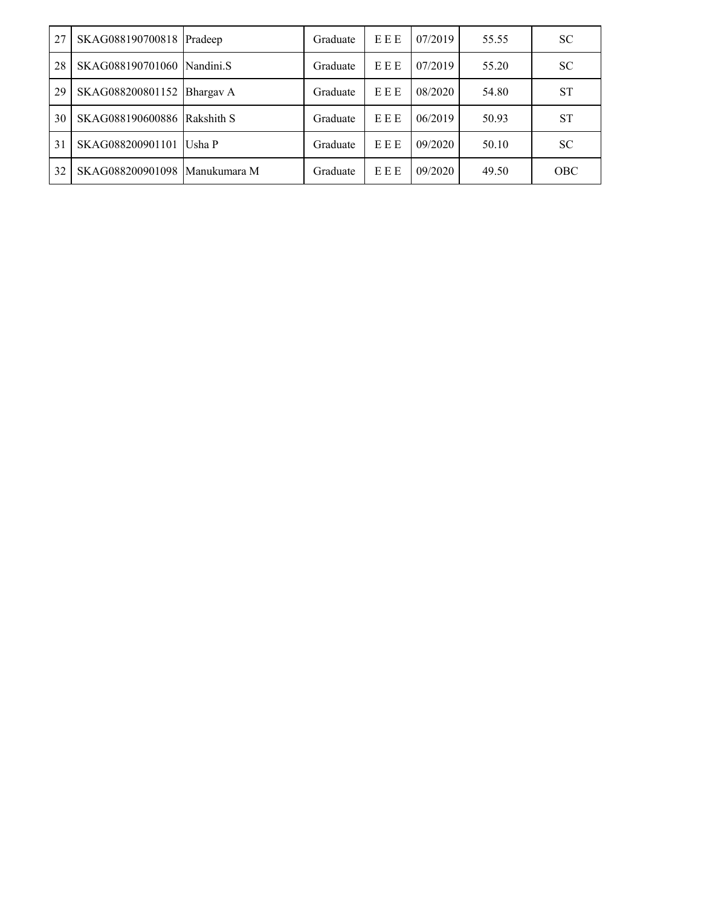| 27 | SKAG088190700818 | Pradeep | Graduate | E E E | 07/2019 | 55.55 | SC |
|---|---|---|---|---|---|---|---|
| 28 | SKAG088190701060 | Nandini.S | Graduate | E E E | 07/2019 | 55.20 | SC |
| 29 | SKAG088200801152 | Bhargav A | Graduate | E E E | 08/2020 | 54.80 | ST |
| 30 | SKAG088190600886 | Rakshith S | Graduate | E E E | 06/2019 | 50.93 | ST |
| 31 | SKAG088200901101 | Usha P | Graduate | E E E | 09/2020 | 50.10 | SC |
| 32 | SKAG088200901098 | Manukumara M | Graduate | E E E | 09/2020 | 49.50 | OBC |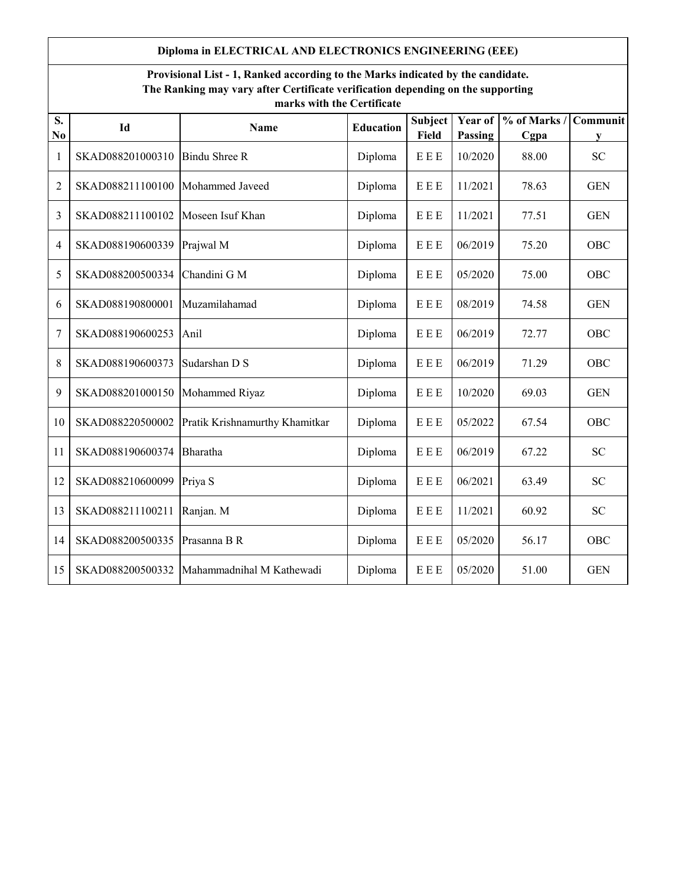## Diploma in ELECTRICAL AND ELECTRONICS ENGINEERING (EEE)

**Provisional List - 1, Ranked according to the Marks indicated by the candidate. The Ranking may vary after Certificate verification depending on the supporting marks with the Certificate**

| S. No | Id | Name | Education | Subject Field | Year of Passing | % of Marks / Cgpa | Community |
|---|---|---|---|---|---|---|---|
| 1 | SKAD088201000310 | Bindu Shree R | Diploma | E E E | 10/2020 | 88.00 | SC |
| 2 | SKAD088211100100 | Mohammed Javeed | Diploma | E E E | 11/2021 | 78.63 | GEN |
| 3 | SKAD088211100102 | Moseen Isuf Khan | Diploma | E E E | 11/2021 | 77.51 | GEN |
| 4 | SKAD088190600339 | Prajwal M | Diploma | E E E | 06/2019 | 75.20 | OBC |
| 5 | SKAD088200500334 | Chandini G M | Diploma | E E E | 05/2020 | 75.00 | OBC |
| 6 | SKAD088190800001 | Muzamilahamad | Diploma | E E E | 08/2019 | 74.58 | GEN |
| 7 | SKAD088190600253 | Anil | Diploma | E E E | 06/2019 | 72.77 | OBC |
| 8 | SKAD088190600373 | Sudarshan D S | Diploma | E E E | 06/2019 | 71.29 | OBC |
| 9 | SKAD088201000150 | Mohammed Riyaz | Diploma | E E E | 10/2020 | 69.03 | GEN |
| 10 | SKAD088220500002 | Pratik Krishnamurthy Khamitkar | Diploma | E E E | 05/2022 | 67.54 | OBC |
| 11 | SKAD088190600374 | Bharatha | Diploma | E E E | 06/2019 | 67.22 | SC |
| 12 | SKAD088210600099 | Priya S | Diploma | E E E | 06/2021 | 63.49 | SC |
| 13 | SKAD088211100211 | Ranjan. M | Diploma | E E E | 11/2021 | 60.92 | SC |
| 14 | SKAD088200500335 | Prasanna B R | Diploma | E E E | 05/2020 | 56.17 | OBC |
| 15 | SKAD088200500332 | Mahammadnihal M Kathewadi | Diploma | E E E | 05/2020 | 51.00 | GEN |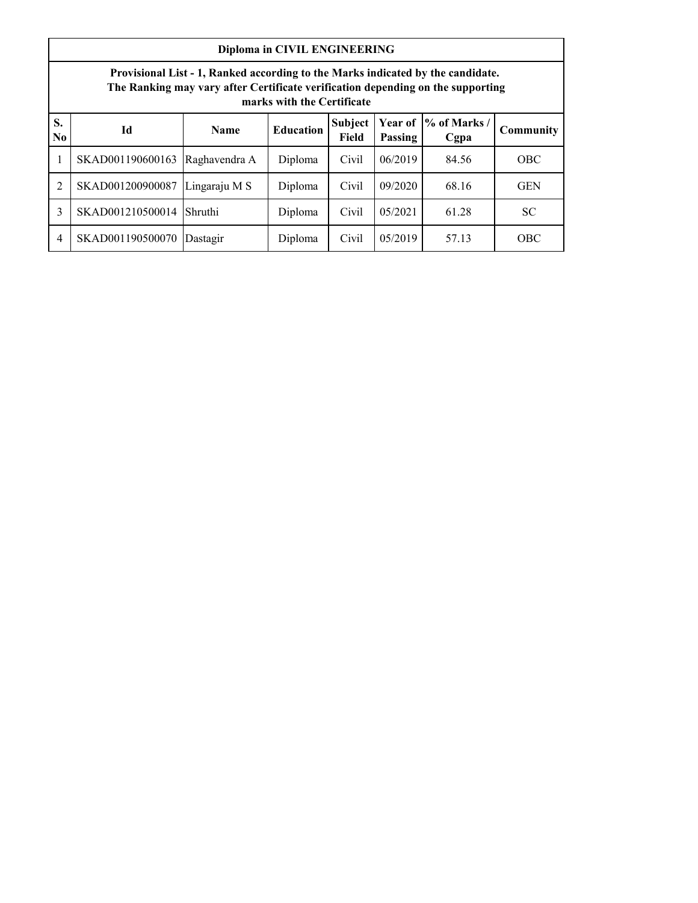## Diploma in CIVIL ENGINEERING

**Provisional List - 1, Ranked according to the Marks indicated by the candidate. The Ranking may vary after Certificate verification depending on the supporting marks with the Certificate**

| S. No | Id | Name | Education | Subject Field | Year of Passing | % of Marks / Cgpa | Community |
|---|---|---|---|---|---|---|---|
| 1 | SKAD001190600163 | Raghavendra A | Diploma | Civil | 06/2019 | 84.56 | OBC |
| 2 | SKAD001200900087 | Lingaraju M S | Diploma | Civil | 09/2020 | 68.16 | GEN |
| 3 | SKAD001210500014 | Shruthi | Diploma | Civil | 05/2021 | 61.28 | SC |
| 4 | SKAD001190500070 | Dastagir | Diploma | Civil | 05/2019 | 57.13 | OBC |